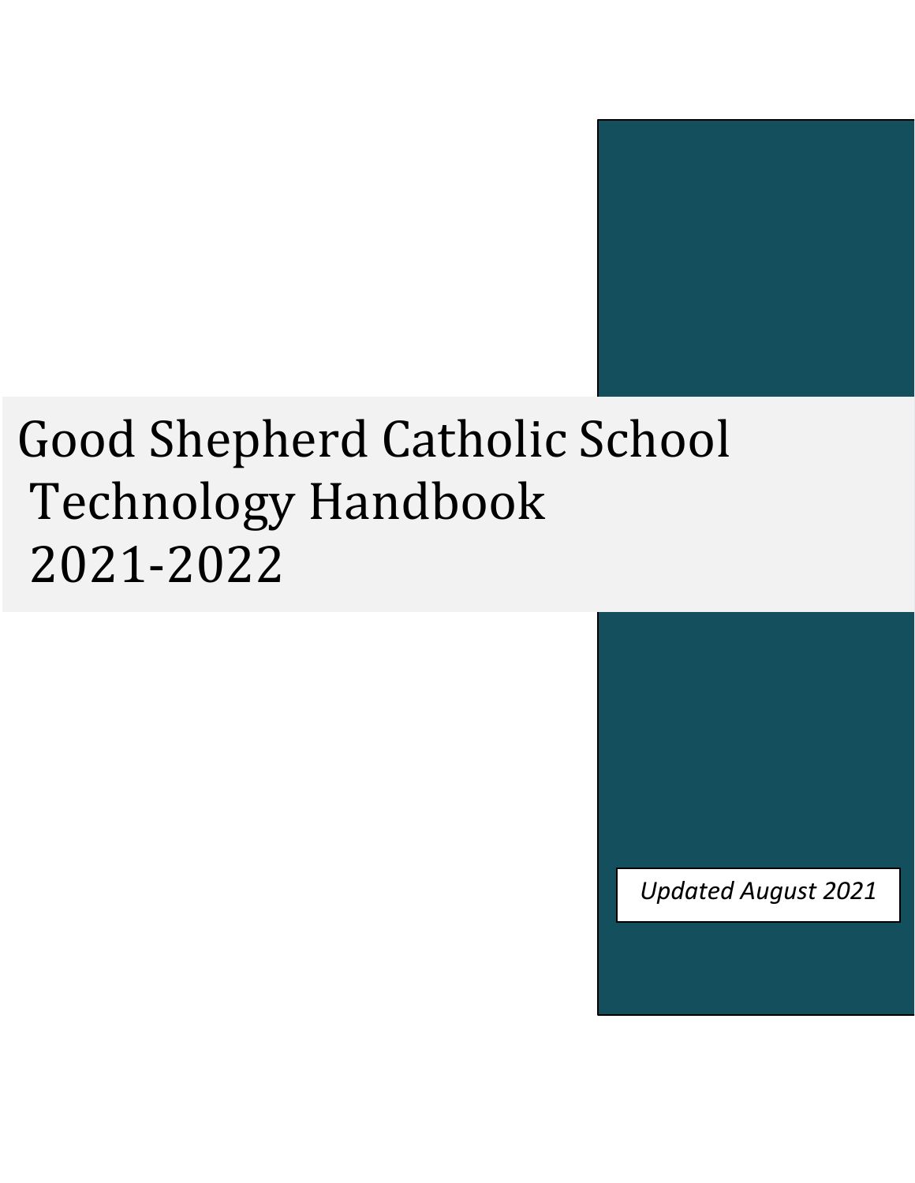# Good Shepherd Catholic School Technology Handbook 2021-2022

*Updated August 2021*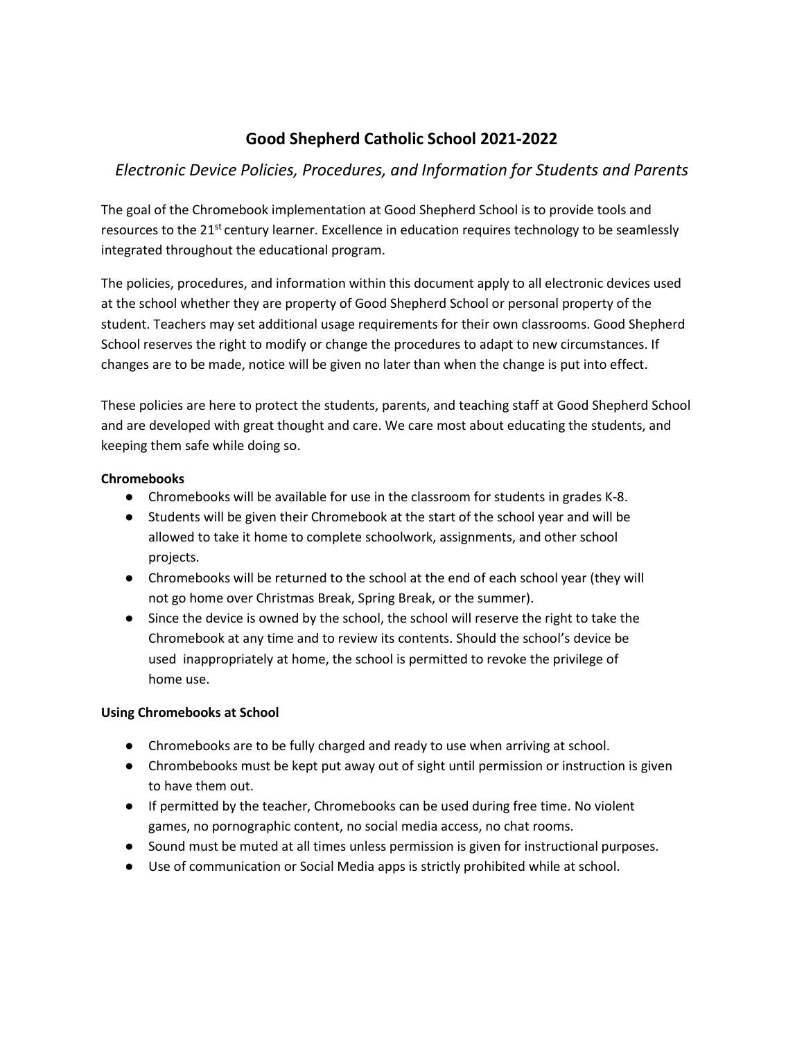# Good Shepherd Catholic School 2021-2022

## *Electronic Device Policies, Procedures, and Information for Students and Parents*

The goal of the Chromebook implementation at Good Shepherd School is to provide tools and resources to the 21st century learner. Excellence in education requires technology to be seamlessly integrated throughout the educational program.

The policies, procedures, and information within this document apply to all electronic devices used at the school whether they are property of Good Shepherd School or personal property of the student. Teachers may set additional usage requirements for their own classrooms. Good Shepherd School reserves the right to modify or change the procedures to adapt to new circumstances. If changes are to be made, notice will be given no later than when the change is put into effect.

These policies are here to protect the students, parents, and teaching staff at Good Shepherd School and are developed with great thought and care. We care most about educating the students, and keeping them safe while doing so.

**Chromebooks**

- Chromebooks will be available for use in the classroom for students in grades K-8.
- Students will be given their Chromebook at the start of the school year and will be allowed to take it home to complete schoolwork, assignments, and other school projects.
- Chromebooks will be returned to the school at the end of each school year (they will not go home over Christmas Break, Spring Break, or the summer).
- Since the device is owned by the school, the school will reserve the right to take the Chromebook at any time and to review its contents. Should the school's device be used inappropriately at home, the school is permitted to revoke the privilege of home use.

**Using Chromebooks at School**

- Chromebooks are to be fully charged and ready to use when arriving at school.
- Chrombebooks must be kept put away out of sight until permission or instruction is given to have them out.
- If permitted by the teacher, Chromebooks can be used during free time. No violent games, no pornographic content, no social media access, no chat rooms.
- Sound must be muted at all times unless permission is given for instructional purposes.
- Use of communication or Social Media apps is strictly prohibited while at school.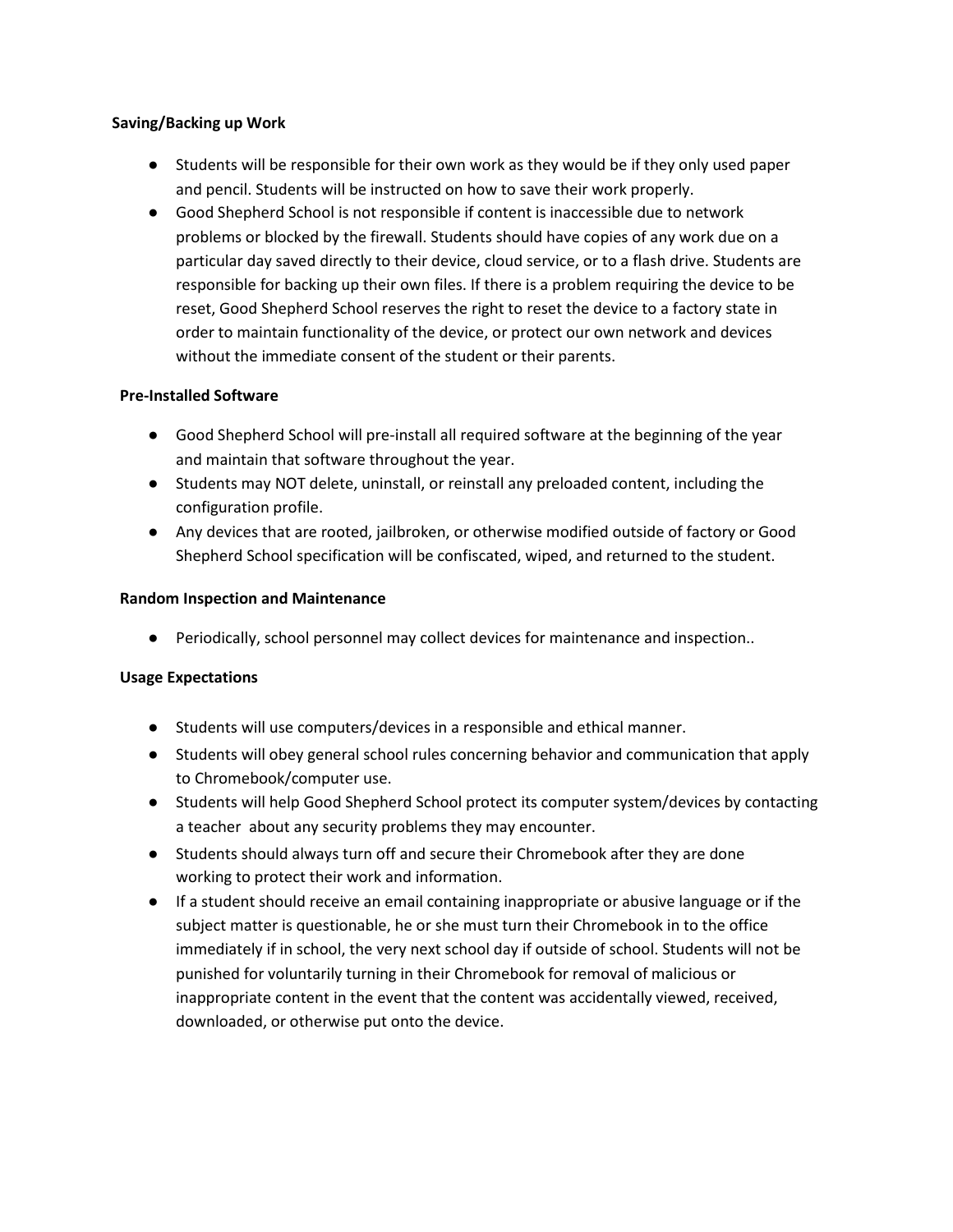**Saving/Backing up Work**

- Students will be responsible for their own work as they would be if they only used paper and pencil. Students will be instructed on how to save their work properly.
- Good Shepherd School is not responsible if content is inaccessible due to network problems or blocked by the firewall. Students should have copies of any work due on a particular day saved directly to their device, cloud service, or to a flash drive. Students are responsible for backing up their own files. If there is a problem requiring the device to be reset, Good Shepherd School reserves the right to reset the device to a factory state in order to maintain functionality of the device, or protect our own network and devices without the immediate consent of the student or their parents.

**Pre-Installed Software**

- Good Shepherd School will pre-install all required software at the beginning of the year and maintain that software throughout the year.
- Students may NOT delete, uninstall, or reinstall any preloaded content, including the configuration profile.
- Any devices that are rooted, jailbroken, or otherwise modified outside of factory or Good Shepherd School specification will be confiscated, wiped, and returned to the student.

**Random Inspection and Maintenance**

- Periodically, school personnel may collect devices for maintenance and inspection..

**Usage Expectations**

- Students will use computers/devices in a responsible and ethical manner.
- Students will obey general school rules concerning behavior and communication that apply to Chromebook/computer use.
- Students will help Good Shepherd School protect its computer system/devices by contacting a teacher about any security problems they may encounter.
- Students should always turn off and secure their Chromebook after they are done working to protect their work and information.
- If a student should receive an email containing inappropriate or abusive language or if the subject matter is questionable, he or she must turn their Chromebook in to the office immediately if in school, the very next school day if outside of school. Students will not be punished for voluntarily turning in their Chromebook for removal of malicious or inappropriate content in the event that the content was accidentally viewed, received, downloaded, or otherwise put onto the device.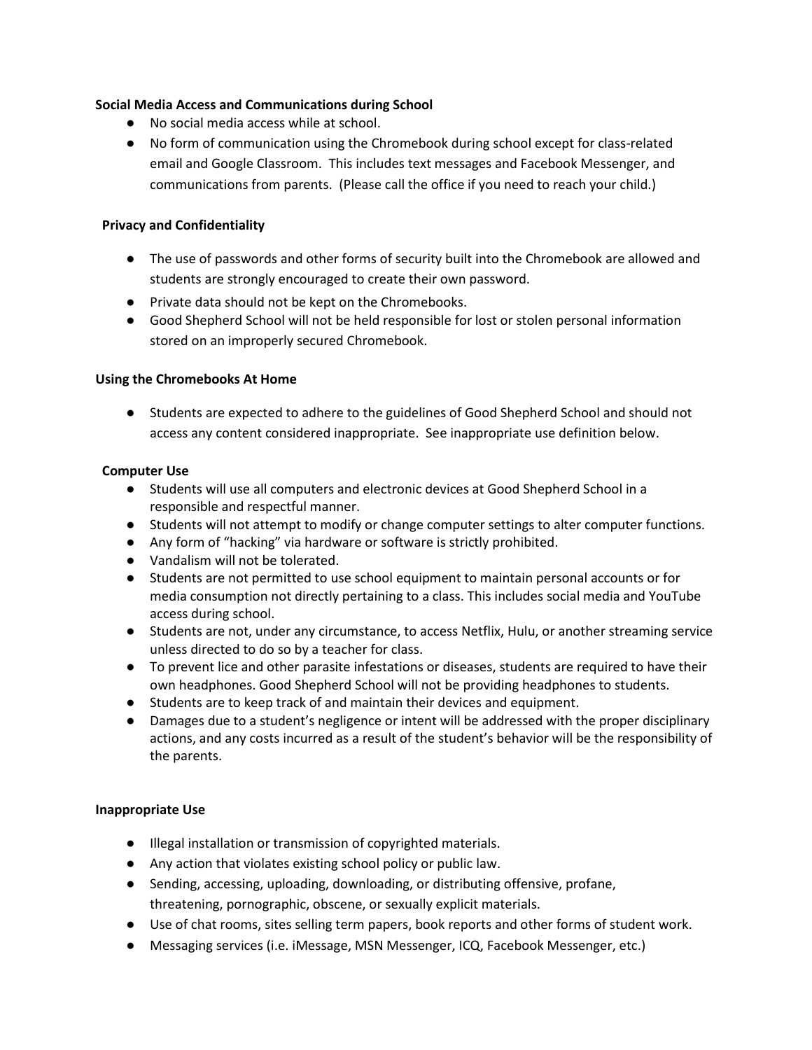**Social Media Access and Communications during School**

- No social media access while at school.
- No form of communication using the Chromebook during school except for class-related email and Google Classroom. This includes text messages and Facebook Messenger, and communications from parents. (Please call the office if you need to reach your child.)

**Privacy and Confidentiality**

- The use of passwords and other forms of security built into the Chromebook are allowed and students are strongly encouraged to create their own password.
- Private data should not be kept on the Chromebooks.
- Good Shepherd School will not be held responsible for lost or stolen personal information stored on an improperly secured Chromebook.

**Using the Chromebooks At Home**

- Students are expected to adhere to the guidelines of Good Shepherd School and should not access any content considered inappropriate. See inappropriate use definition below.

**Computer Use**

- Students will use all computers and electronic devices at Good Shepherd School in a responsible and respectful manner.
- Students will not attempt to modify or change computer settings to alter computer functions.
- Any form of "hacking" via hardware or software is strictly prohibited.
- Vandalism will not be tolerated.
- Students are not permitted to use school equipment to maintain personal accounts or for media consumption not directly pertaining to a class. This includes social media and YouTube access during school.
- Students are not, under any circumstance, to access Netflix, Hulu, or another streaming service unless directed to do so by a teacher for class.
- To prevent lice and other parasite infestations or diseases, students are required to have their own headphones. Good Shepherd School will not be providing headphones to students.
- Students are to keep track of and maintain their devices and equipment.
- Damages due to a student's negligence or intent will be addressed with the proper disciplinary actions, and any costs incurred as a result of the student's behavior will be the responsibility of the parents.

**Inappropriate Use**

- Illegal installation or transmission of copyrighted materials.
- Any action that violates existing school policy or public law.
- Sending, accessing, uploading, downloading, or distributing offensive, profane, threatening, pornographic, obscene, or sexually explicit materials.
- Use of chat rooms, sites selling term papers, book reports and other forms of student work.
- Messaging services (i.e. iMessage, MSN Messenger, ICQ, Facebook Messenger, etc.)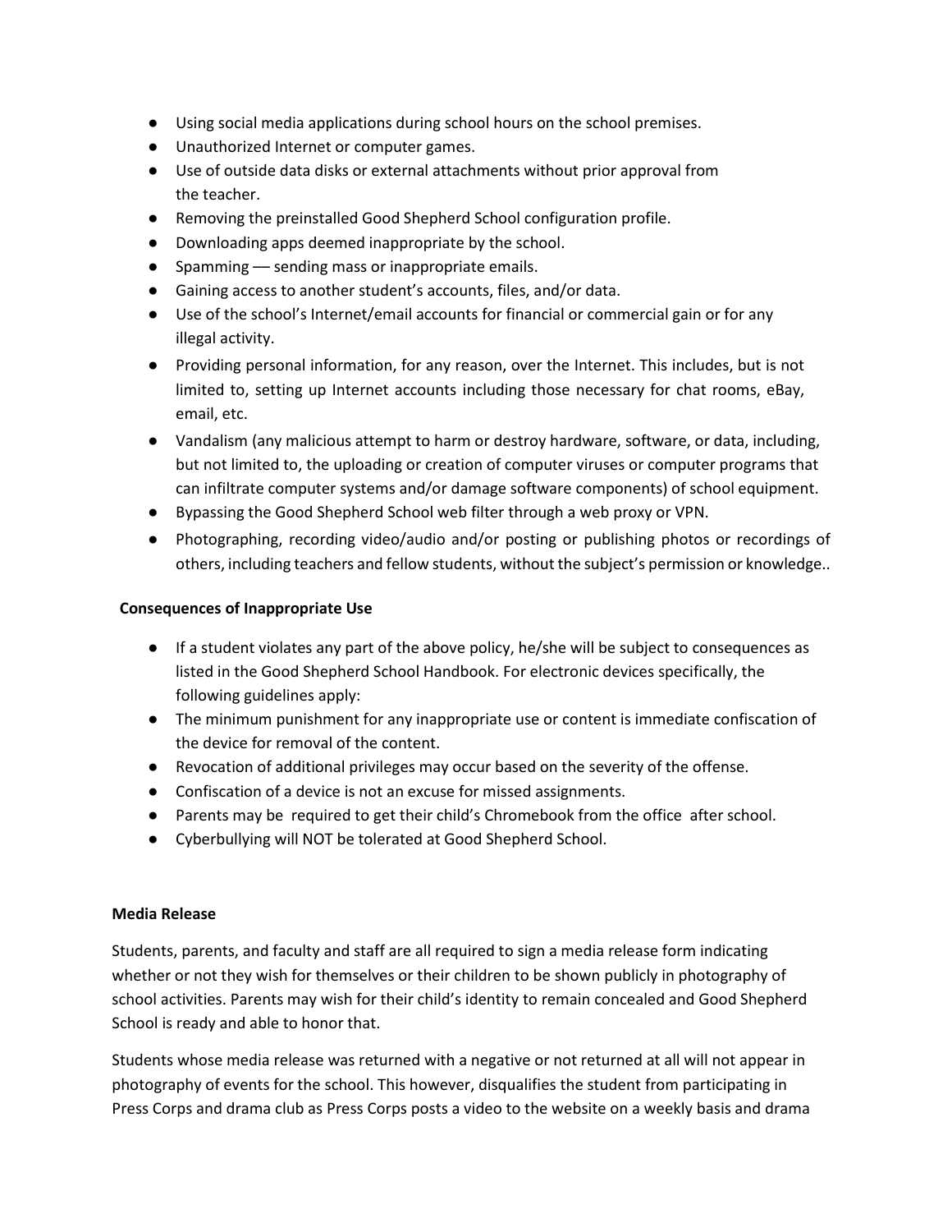- Using social media applications during school hours on the school premises.
- Unauthorized Internet or computer games.
- Use of outside data disks or external attachments without prior approval from the teacher.
- Removing the preinstalled Good Shepherd School configuration profile.
- Downloading apps deemed inappropriate by the school.
- Spamming — sending mass or inappropriate emails.
- Gaining access to another student's accounts, files, and/or data.
- Use of the school's Internet/email accounts for financial or commercial gain or for any illegal activity.
- Providing personal information, for any reason, over the Internet. This includes, but is not limited to, setting up Internet accounts including those necessary for chat rooms, eBay, email, etc.
- Vandalism (any malicious attempt to harm or destroy hardware, software, or data, including, but not limited to, the uploading or creation of computer viruses or computer programs that can infiltrate computer systems and/or damage software components) of school equipment.
- Bypassing the Good Shepherd School web filter through a web proxy or VPN.
- Photographing, recording video/audio and/or posting or publishing photos or recordings of others, including teachers and fellow students, without the subject's permission or knowledge..

**Consequences of Inappropriate Use**

- If a student violates any part of the above policy, he/she will be subject to consequences as listed in the Good Shepherd School Handbook. For electronic devices specifically, the following guidelines apply:
- The minimum punishment for any inappropriate use or content is immediate confiscation of the device for removal of the content.
- Revocation of additional privileges may occur based on the severity of the offense.
- Confiscation of a device is not an excuse for missed assignments.
- Parents may be required to get their child's Chromebook from the office after school.
- Cyberbullying will NOT be tolerated at Good Shepherd School.

**Media Release**

Students, parents, and faculty and staff are all required to sign a media release form indicating whether or not they wish for themselves or their children to be shown publicly in photography of school activities. Parents may wish for their child's identity to remain concealed and Good Shepherd School is ready and able to honor that.

Students whose media release was returned with a negative or not returned at all will not appear in photography of events for the school. This however, disqualifies the student from participating in Press Corps and drama club as Press Corps posts a video to the website on a weekly basis and drama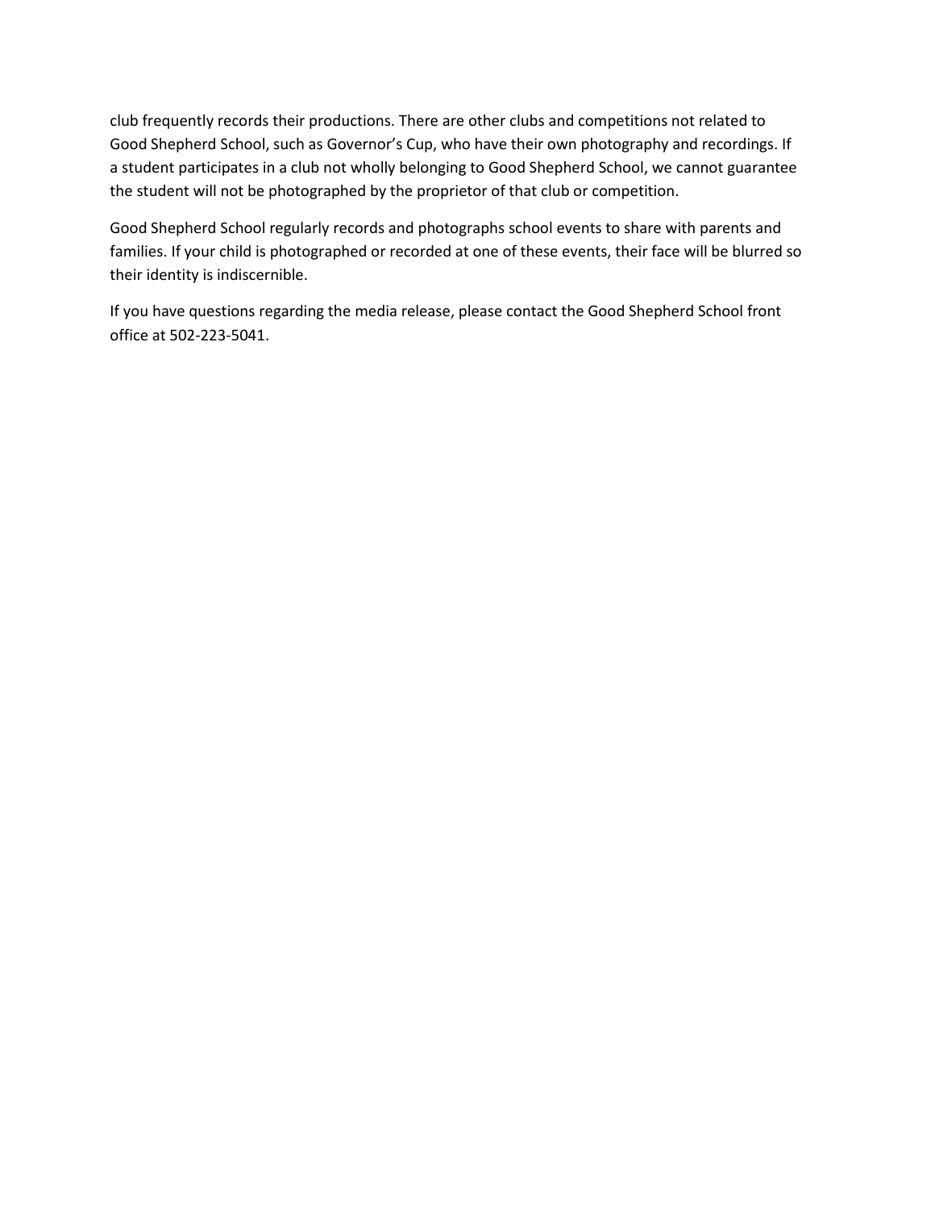club frequently records their productions. There are other clubs and competitions not related to Good Shepherd School, such as Governor's Cup, who have their own photography and recordings. If a student participates in a club not wholly belonging to Good Shepherd School, we cannot guarantee the student will not be photographed by the proprietor of that club or competition.

Good Shepherd School regularly records and photographs school events to share with parents and families. If your child is photographed or recorded at one of these events, their face will be blurred so their identity is indiscernible.

If you have questions regarding the media release, please contact the Good Shepherd School front office at 502-223-5041.